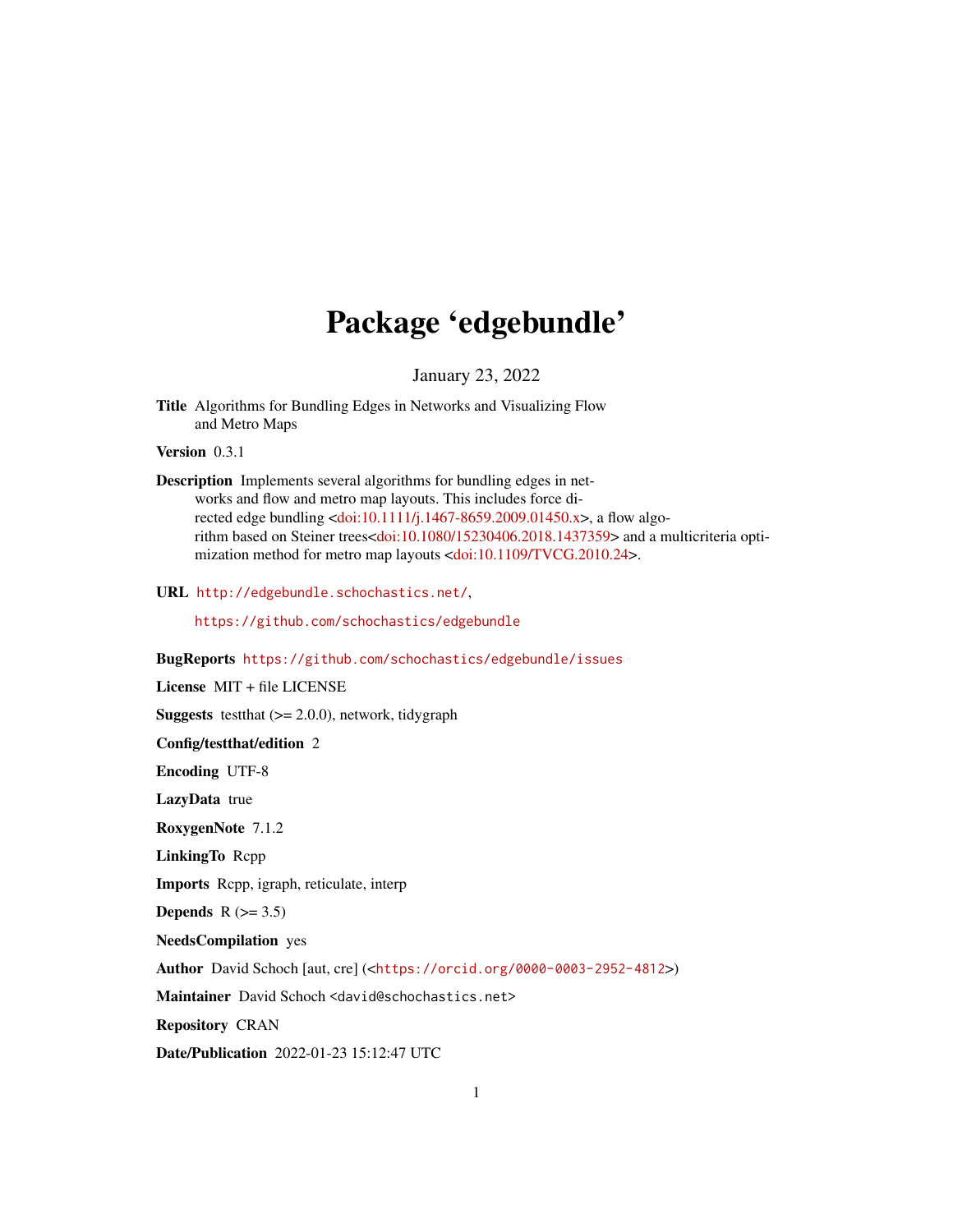# Package 'edgebundle'

January 23, 2022

**Title** Algorithms for Bundling Edges in Networks and Visualizing Flow and Metro Maps

**Version** 0.3.1

**Description** Implements several algorithms for bundling edges in networks and flow and metro map layouts. This includes force directed edge bundling <doi:10.1111/j.1467-8659.2009.01450.x>, a flow algorithm based on Steiner trees<doi:10.1080/15230406.2018.1437359> and a multicriteria optimization method for metro map layouts <doi:10.1109/TVCG.2010.24>.

**URL** http://edgebundle.schochastics.net/,

https://github.com/schochastics/edgebundle

**BugReports** https://github.com/schochastics/edgebundle/issues

**License** MIT + file LICENSE

**Suggests** testthat (>= 2.0.0), network, tidygraph

**Config/testthat/edition** 2

**Encoding** UTF-8

**LazyData** true

**RoxygenNote** 7.1.2

**LinkingTo** Rcpp

**Imports** Rcpp, igraph, reticulate, interp

**Depends** R (>= 3.5)

**NeedsCompilation** yes

**Author** David Schoch [aut, cre] (<https://orcid.org/0000-0003-2952-4812>)

**Maintainer** David Schoch <david@schochastics.net>

**Repository** CRAN

**Date/Publication** 2022-01-23 15:12:47 UTC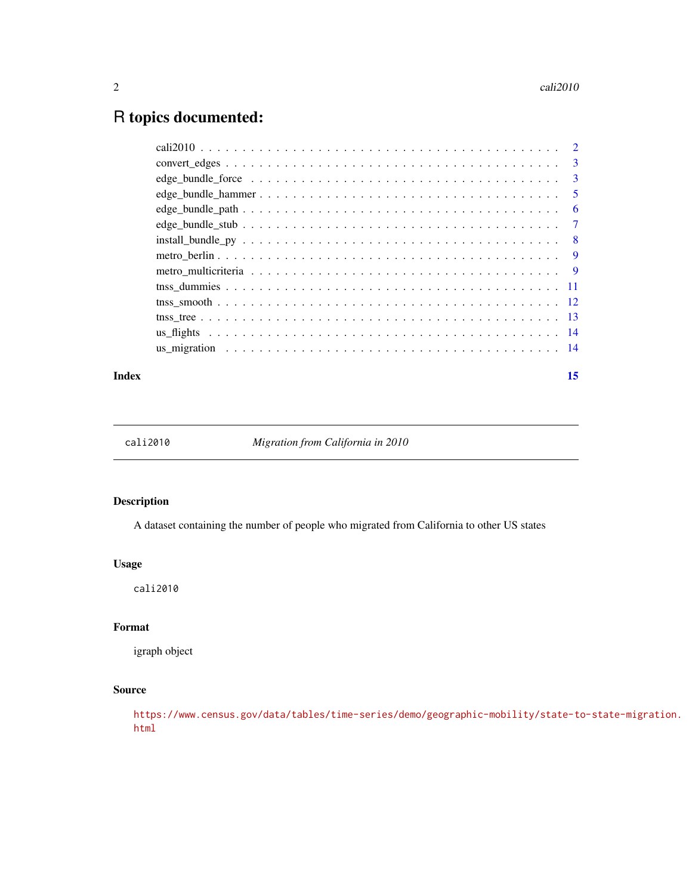# R topics documented:

cali2010 . . . . . . . . . . . . . . . . . . . . . . . . . . . . . . . . . . . . . . . . . 2
convert_edges . . . . . . . . . . . . . . . . . . . . . . . . . . . . . . . . . . . . . . . 3
edge_bundle_force . . . . . . . . . . . . . . . . . . . . . . . . . . . . . . . . . . . . 3
edge_bundle_hammer . . . . . . . . . . . . . . . . . . . . . . . . . . . . . . . . . . . 5
edge_bundle_path . . . . . . . . . . . . . . . . . . . . . . . . . . . . . . . . . . . . . 6
edge_bundle_stub . . . . . . . . . . . . . . . . . . . . . . . . . . . . . . . . . . . . . 7
install_bundle_py . . . . . . . . . . . . . . . . . . . . . . . . . . . . . . . . . . . . . 8
metro_berlin . . . . . . . . . . . . . . . . . . . . . . . . . . . . . . . . . . . . . . . . 9
metro_multicriteria . . . . . . . . . . . . . . . . . . . . . . . . . . . . . . . . . . . . 9
tnss_dummies . . . . . . . . . . . . . . . . . . . . . . . . . . . . . . . . . . . . . . . 11
tnss_smooth . . . . . . . . . . . . . . . . . . . . . . . . . . . . . . . . . . . . . . . . 12
tnss_tree . . . . . . . . . . . . . . . . . . . . . . . . . . . . . . . . . . . . . . . . . . 13
us_flights . . . . . . . . . . . . . . . . . . . . . . . . . . . . . . . . . . . . . . . . . 14
us_migration . . . . . . . . . . . . . . . . . . . . . . . . . . . . . . . . . . . . . . . . 14

**Index** **15**

---

## cali2010 — *Migration from California in 2010*

### Description

A dataset containing the number of people who migrated from California to other US states

### Usage

```
cali2010
```

### Format

igraph object

### Source

https://www.census.gov/data/tables/time-series/demo/geographic-mobility/state-to-state-migration.html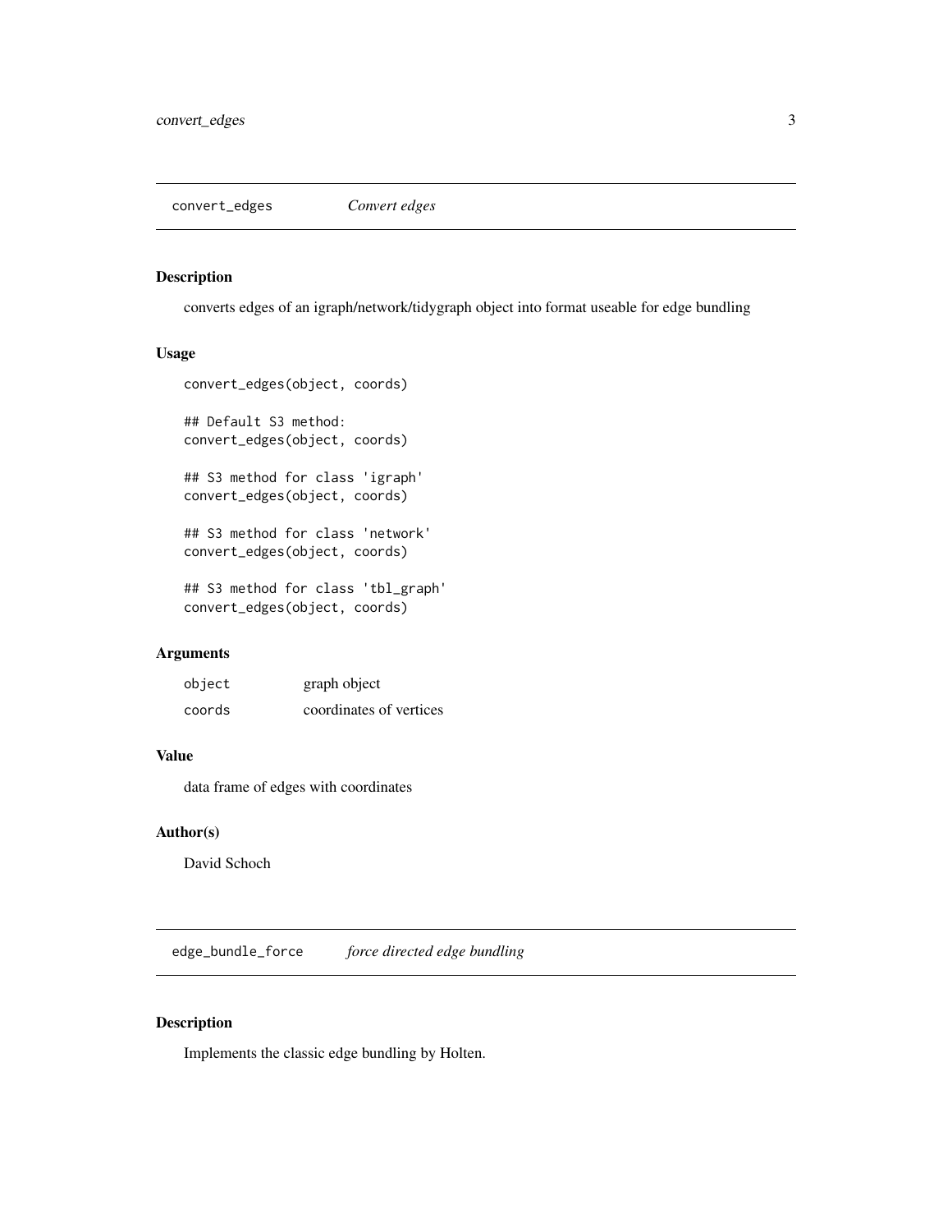## convert_edges — *Convert edges*

### Description

converts edges of an igraph/network/tidygraph object into format useable for edge bundling

### Usage

```
convert_edges(object, coords)

## Default S3 method:
convert_edges(object, coords)

## S3 method for class 'igraph'
convert_edges(object, coords)

## S3 method for class 'network'
convert_edges(object, coords)

## S3 method for class 'tbl_graph'
convert_edges(object, coords)
```

### Arguments

| | |
|---|---|
| object | graph object |
| coords | coordinates of vertices |

### Value

data frame of edges with coordinates

### Author(s)

David Schoch

## edge_bundle_force — *force directed edge bundling*

### Description

Implements the classic edge bundling by Holten.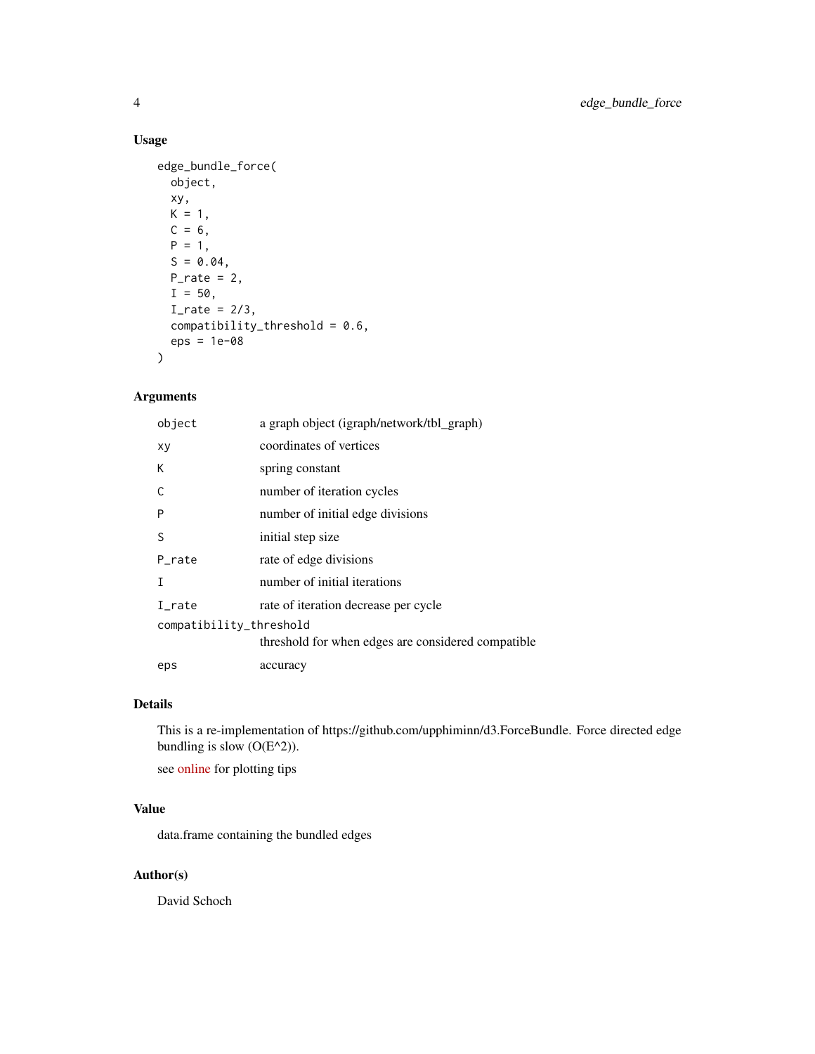## Usage

```
edge_bundle_force(
  object,
  xy,
  K = 1,
  C = 6,
  P = 1,
  S = 0.04,
  P_rate = 2,
  I = 50,
  I_rate = 2/3,
  compatibility_threshold = 0.6,
  eps = 1e-08
)
```

## Arguments

| | |
|---|---|
| `object` | a graph object (igraph/network/tbl_graph) |
| `xy` | coordinates of vertices |
| `K` | spring constant |
| `C` | number of iteration cycles |
| `P` | number of initial edge divisions |
| `S` | initial step size |
| `P_rate` | rate of edge divisions |
| `I` | number of initial iterations |
| `I_rate` | rate of iteration decrease per cycle |
| `compatibility_threshold` | threshold for when edges are considered compatible |
| `eps` | accuracy |

## Details

This is a re-implementation of https://github.com/upphiminn/d3.ForceBundle. Force directed edge bundling is slow (O(E^2)).

see online for plotting tips

## Value

data.frame containing the bundled edges

## Author(s)

David Schoch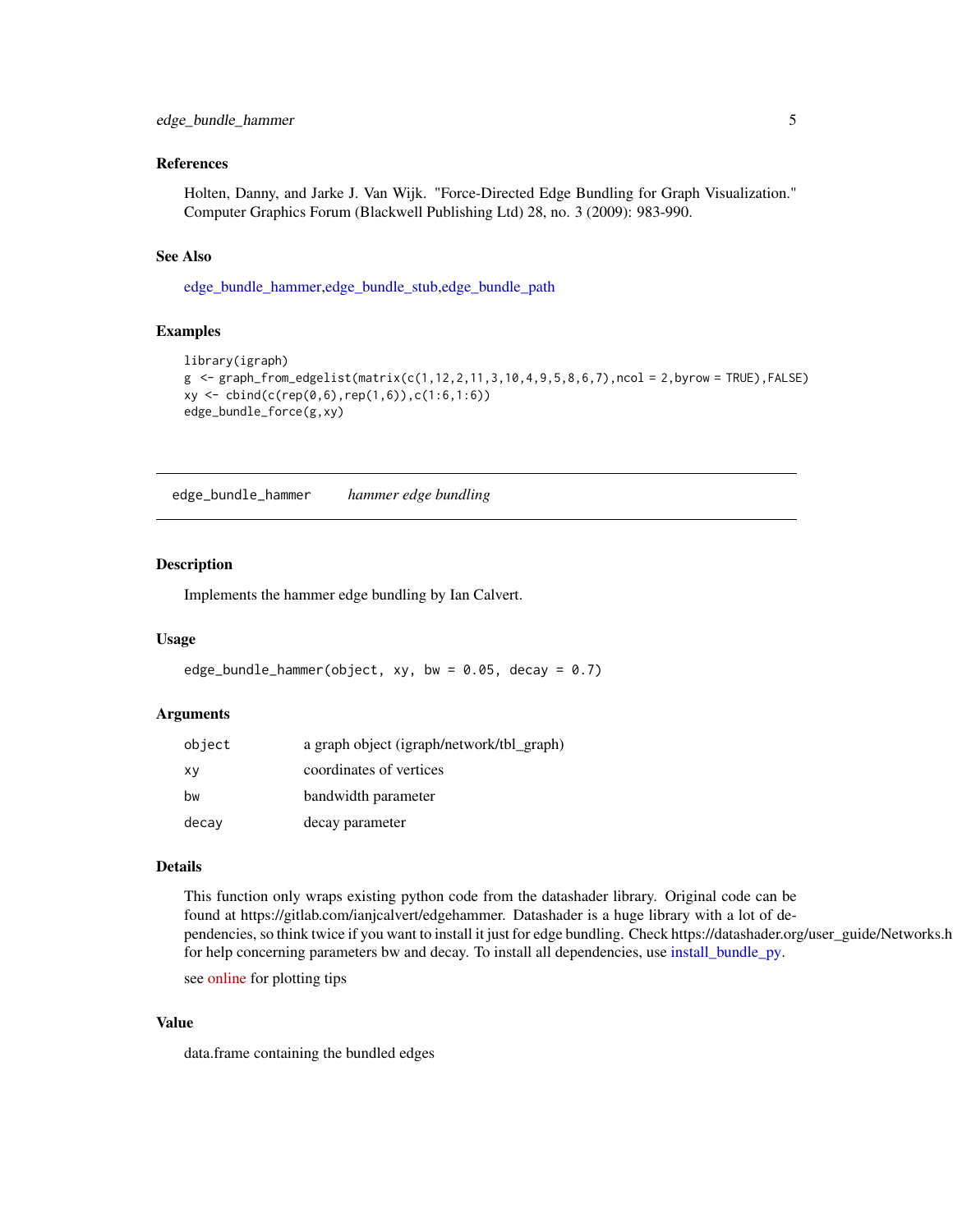### References

Holten, Danny, and Jarke J. Van Wijk. "Force-Directed Edge Bundling for Graph Visualization." Computer Graphics Forum (Blackwell Publishing Ltd) 28, no. 3 (2009): 983-990.

### See Also

edge_bundle_hammer,edge_bundle_stub,edge_bundle_path

### Examples

```
library(igraph)
g  <- graph_from_edgelist(matrix(c(1,12,2,11,3,10,4,9,5,8,6,7),ncol = 2,byrow = TRUE),FALSE)
xy <- cbind(c(rep(0,6),rep(1,6)),c(1:6,1:6))
edge_bundle_force(g,xy)
```

---

## edge_bundle_hammer    *hammer edge bundling*

### Description

Implements the hammer edge bundling by Ian Calvert.

### Usage

```
edge_bundle_hammer(object, xy, bw = 0.05, decay = 0.7)
```

### Arguments

| | |
|---|---|
| object | a graph object (igraph/network/tbl_graph) |
| xy | coordinates of vertices |
| bw | bandwidth parameter |
| decay | decay parameter |

### Details

This function only wraps existing python code from the datashader library. Original code can be found at https://gitlab.com/ianjcalvert/edgehammer. Datashader is a huge library with a lot of dependencies, so think twice if you want to install it just for edge bundling. Check https://datashader.org/user_guide/Networks.h for help concerning parameters bw and decay. To install all dependencies, use install_bundle_py.

see online for plotting tips

### Value

data.frame containing the bundled edges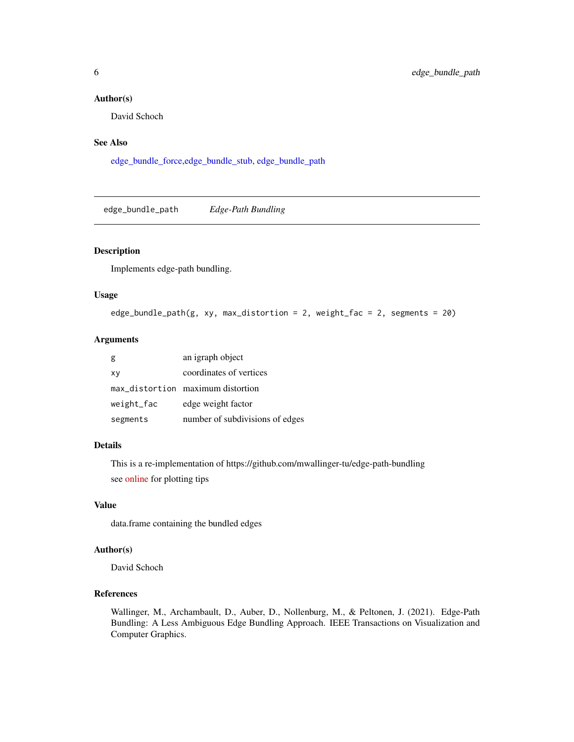### Author(s)

David Schoch

### See Also

edge_bundle_force,edge_bundle_stub, edge_bundle_path

---

## edge_bundle_path &nbsp;&nbsp;&nbsp; *Edge-Path Bundling*

### Description

Implements edge-path bundling.

### Usage

```
edge_bundle_path(g, xy, max_distortion = 2, weight_fac = 2, segments = 20)
```

### Arguments

| | |
|---|---|
| `g` | an igraph object |
| `xy` | coordinates of vertices |
| `max_distortion` | maximum distortion |
| `weight_fac` | edge weight factor |
| `segments` | number of subdivisions of edges |

### Details

This is a re-implementation of https://github.com/mwallinger-tu/edge-path-bundling

see online for plotting tips

### Value

data.frame containing the bundled edges

### Author(s)

David Schoch

### References

Wallinger, M., Archambault, D., Auber, D., Nollenburg, M., & Peltonen, J. (2021). Edge-Path Bundling: A Less Ambiguous Edge Bundling Approach. IEEE Transactions on Visualization and Computer Graphics.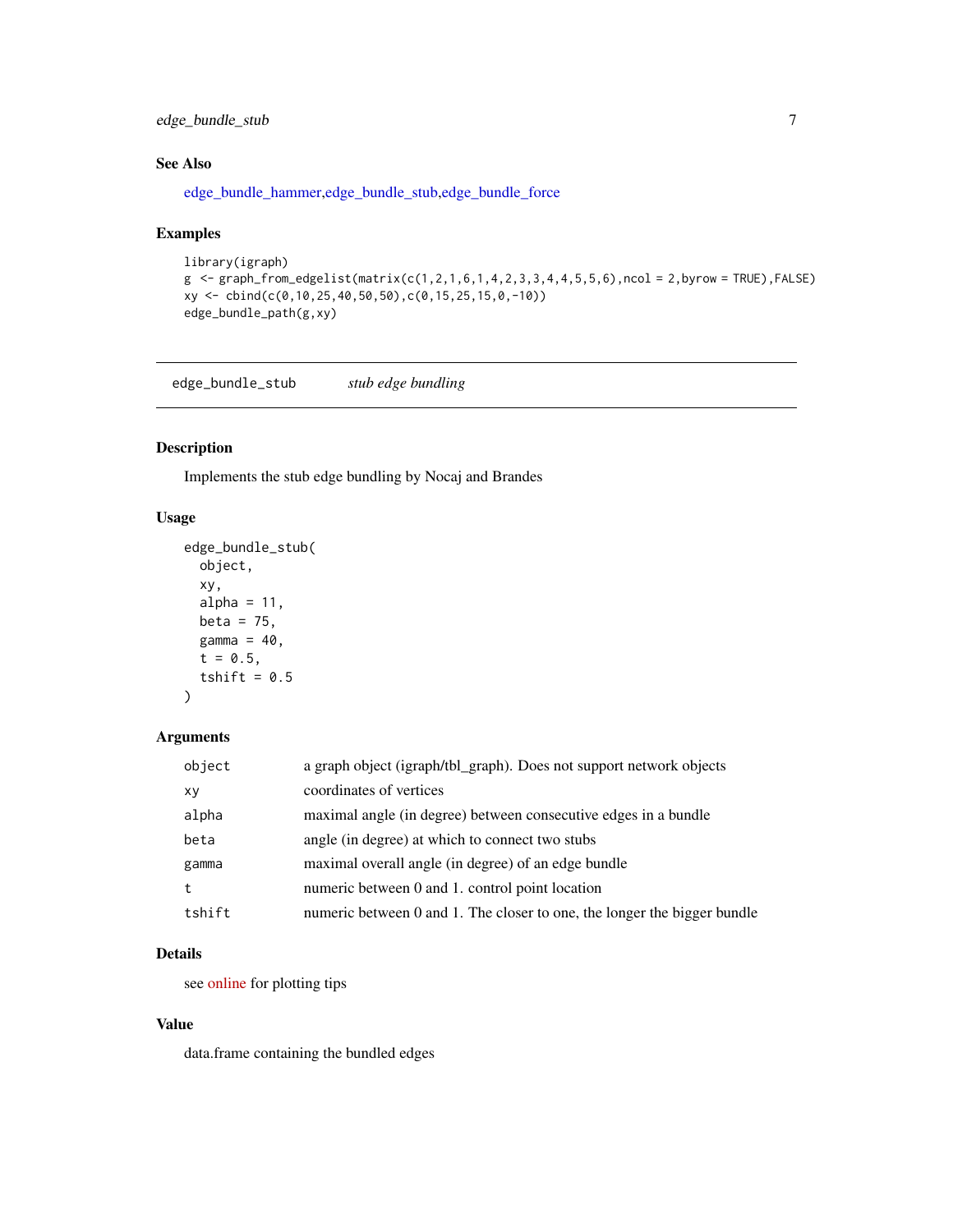### See Also

edge_bundle_hammer,edge_bundle_stub,edge_bundle_force

### Examples

```
library(igraph)
g <- graph_from_edgelist(matrix(c(1,2,1,6,1,4,2,3,3,4,4,5,5,6),ncol = 2,byrow = TRUE),FALSE)
xy <- cbind(c(0,10,25,40,50,50),c(0,15,25,15,0,-10))
edge_bundle_path(g,xy)
```

---

## edge_bundle_stub *stub edge bundling*

### Description

Implements the stub edge bundling by Nocaj and Brandes

### Usage

```
edge_bundle_stub(
  object,
  xy,
  alpha = 11,
  beta = 75,
  gamma = 40,
  t = 0.5,
  tshift = 0.5
)
```

### Arguments

| | |
|---|---|
| object | a graph object (igraph/tbl_graph). Does not support network objects |
| xy | coordinates of vertices |
| alpha | maximal angle (in degree) between consecutive edges in a bundle |
| beta | angle (in degree) at which to connect two stubs |
| gamma | maximal overall angle (in degree) of an edge bundle |
| t | numeric between 0 and 1. control point location |
| tshift | numeric between 0 and 1. The closer to one, the longer the bigger bundle |

### Details

see online for plotting tips

### Value

data.frame containing the bundled edges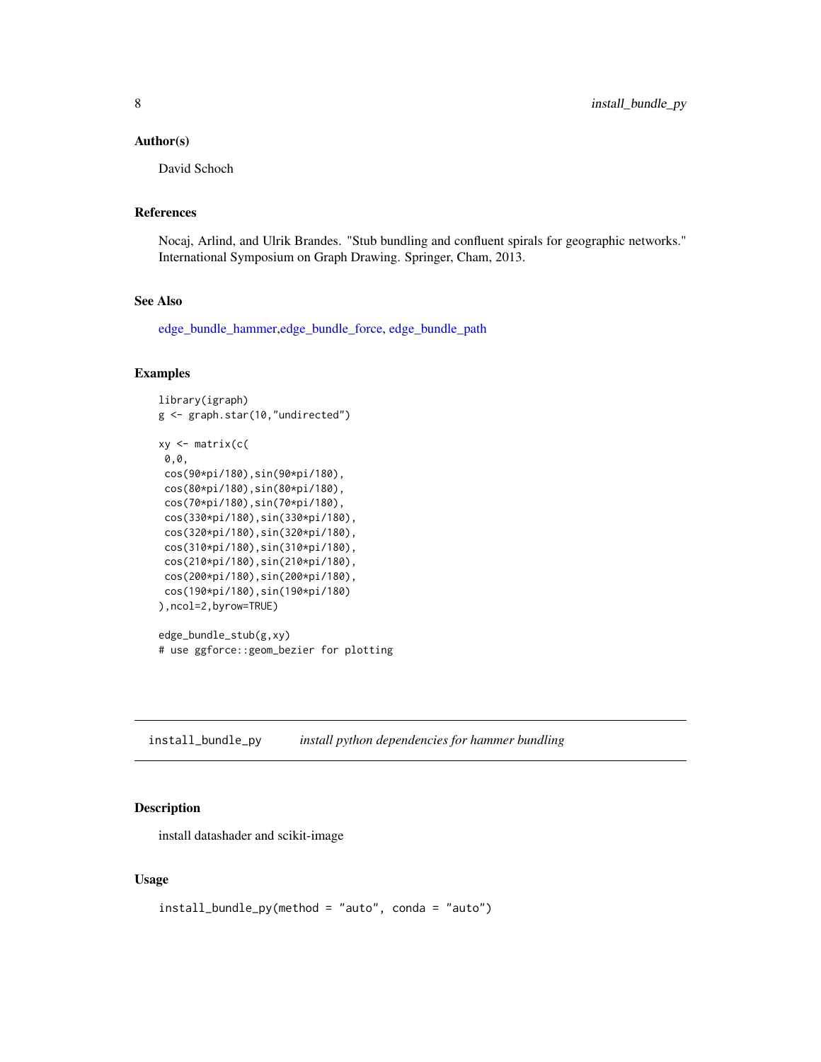### Author(s)

David Schoch

### References

Nocaj, Arlind, and Ulrik Brandes. "Stub bundling and confluent spirals for geographic networks." International Symposium on Graph Drawing. Springer, Cham, 2013.

### See Also

edge_bundle_hammer,edge_bundle_force, edge_bundle_path

### Examples

```
library(igraph)
g <- graph.star(10,"undirected")

xy <- matrix(c(
 0,0,
 cos(90*pi/180),sin(90*pi/180),
 cos(80*pi/180),sin(80*pi/180),
 cos(70*pi/180),sin(70*pi/180),
 cos(330*pi/180),sin(330*pi/180),
 cos(320*pi/180),sin(320*pi/180),
 cos(310*pi/180),sin(310*pi/180),
 cos(210*pi/180),sin(210*pi/180),
 cos(200*pi/180),sin(200*pi/180),
 cos(190*pi/180),sin(190*pi/180)
),ncol=2,byrow=TRUE)

edge_bundle_stub(g,xy)
# use ggforce::geom_bezier for plotting
```

---

## install_bundle_py    *install python dependencies for hammer bundling*

### Description

install datashader and scikit-image

### Usage

```
install_bundle_py(method = "auto", conda = "auto")
```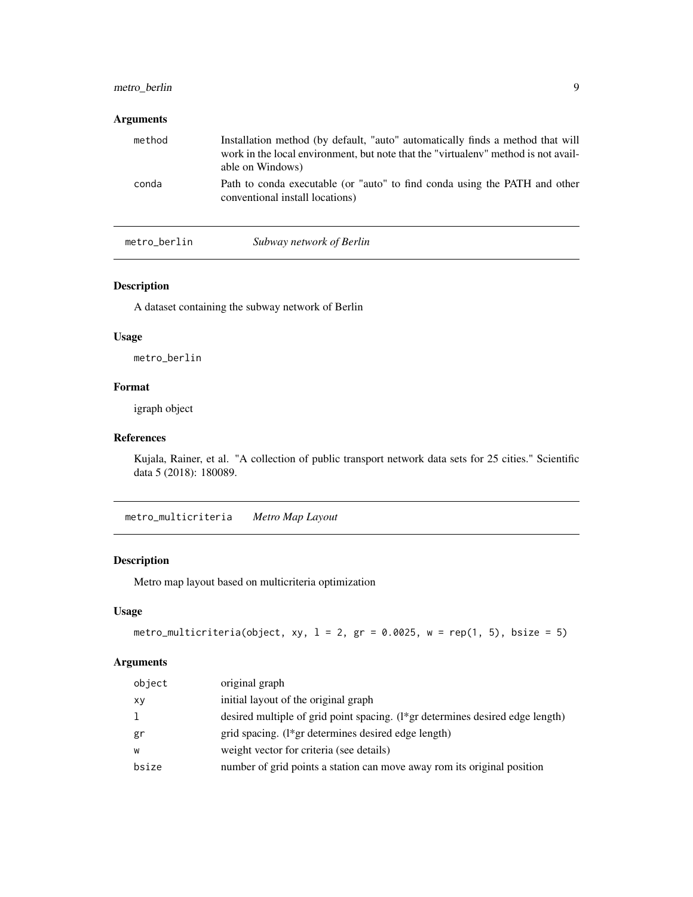### Arguments

| | |
|---|---|
| method | Installation method (by default, "auto" automatically finds a method that will work in the local environment, but note that the "virtualenv" method is not available on Windows) |
| conda | Path to conda executable (or "auto" to find conda using the PATH and other conventional install locations) |

---

## metro_berlin *Subway network of Berlin*

### Description

A dataset containing the subway network of Berlin

### Usage

```
metro_berlin
```

### Format

igraph object

### References

Kujala, Rainer, et al. "A collection of public transport network data sets for 25 cities." Scientific data 5 (2018): 180089.

---

## metro_multicriteria *Metro Map Layout*

### Description

Metro map layout based on multicriteria optimization

### Usage

```
metro_multicriteria(object, xy, l = 2, gr = 0.0025, w = rep(1, 5), bsize = 5)
```

### Arguments

| | |
|---|---|
| object | original graph |
| xy | initial layout of the original graph |
| l | desired multiple of grid point spacing. (l*gr determines desired edge length) |
| gr | grid spacing. (l*gr determines desired edge length) |
| w | weight vector for criteria (see details) |
| bsize | number of grid points a station can move away rom its original position |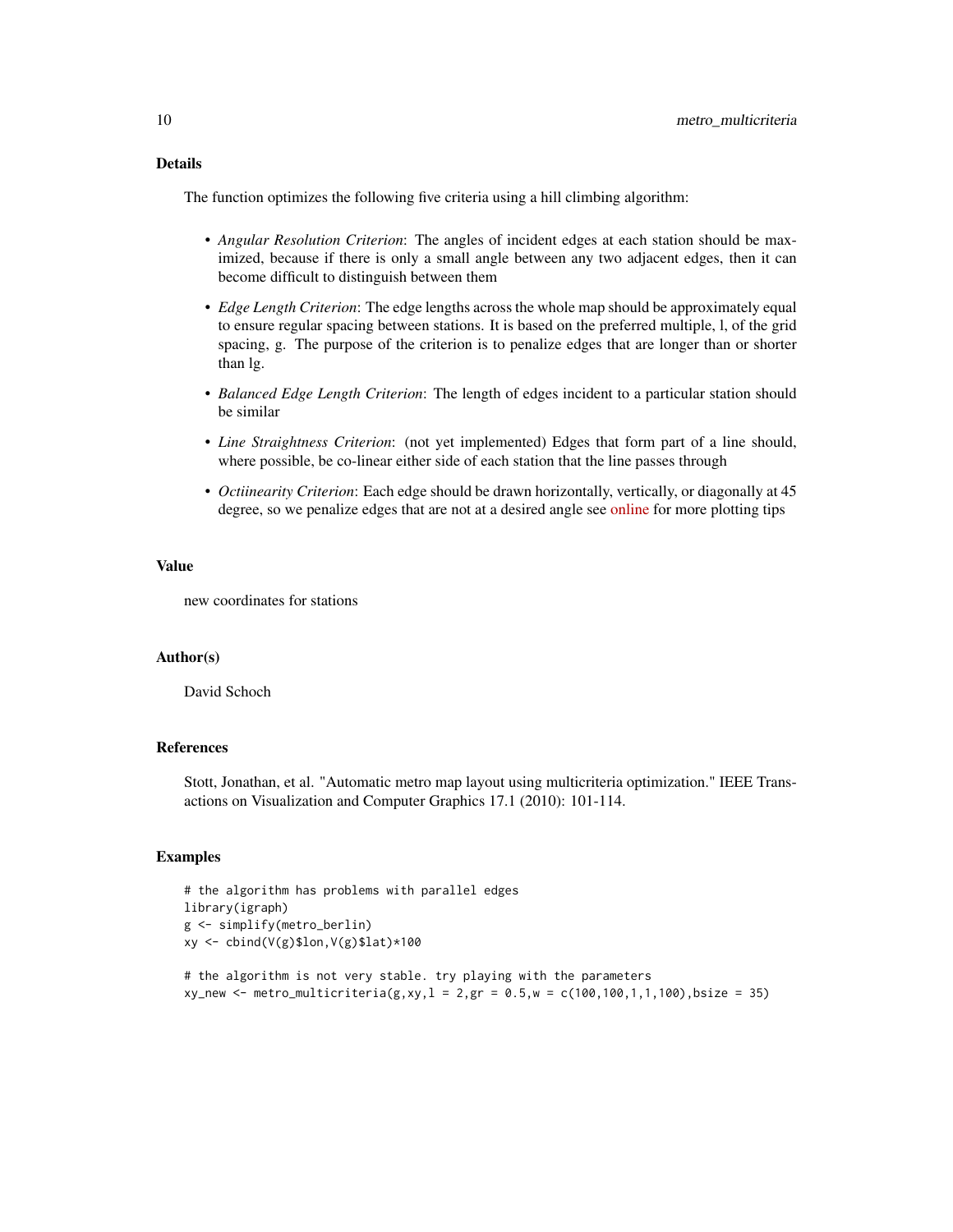## Details

The function optimizes the following five criteria using a hill climbing algorithm:

- *Angular Resolution Criterion*: The angles of incident edges at each station should be maximized, because if there is only a small angle between any two adjacent edges, then it can become difficult to distinguish between them
- *Edge Length Criterion*: The edge lengths across the whole map should be approximately equal to ensure regular spacing between stations. It is based on the preferred multiple, l, of the grid spacing, g. The purpose of the criterion is to penalize edges that are longer than or shorter than lg.
- *Balanced Edge Length Criterion*: The length of edges incident to a particular station should be similar
- *Line Straightness Criterion*: (not yet implemented) Edges that form part of a line should, where possible, be co-linear either side of each station that the line passes through
- *Octiinearity Criterion*: Each edge should be drawn horizontally, vertically, or diagonally at 45 degree, so we penalize edges that are not at a desired angle see online for more plotting tips

## Value

new coordinates for stations

## Author(s)

David Schoch

## References

Stott, Jonathan, et al. "Automatic metro map layout using multicriteria optimization." IEEE Transactions on Visualization and Computer Graphics 17.1 (2010): 101-114.

## Examples

```
# the algorithm has problems with parallel edges
library(igraph)
g <- simplify(metro_berlin)
xy <- cbind(V(g)$lon,V(g)$lat)*100

# the algorithm is not very stable. try playing with the parameters
xy_new <- metro_multicriteria(g,xy,l = 2,gr = 0.5,w = c(100,100,1,1,100),bsize = 35)
```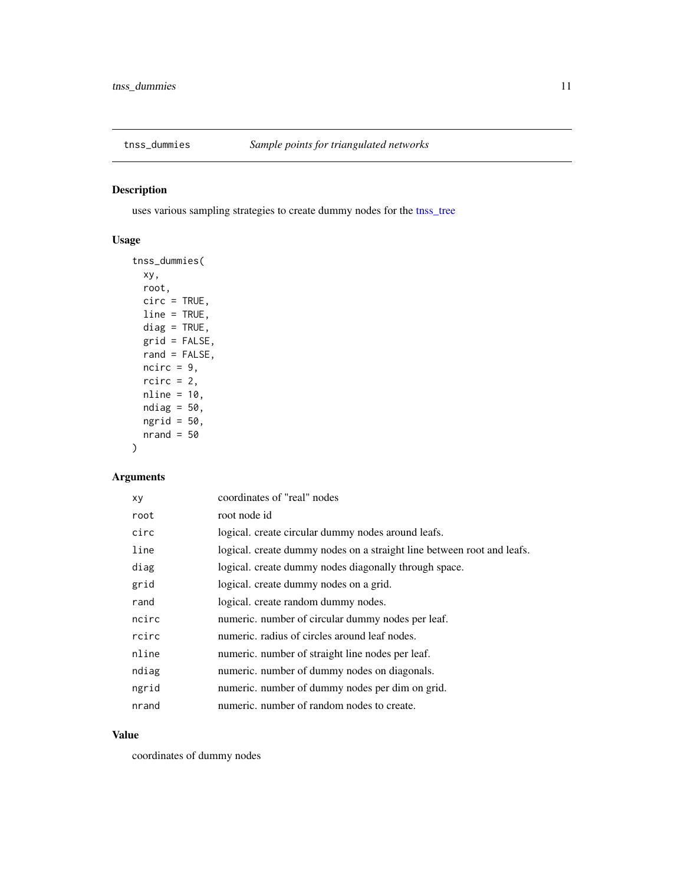## tnss_dummies — *Sample points for triangulated networks*

### Description

uses various sampling strategies to create dummy nodes for the tnss_tree

### Usage

```
tnss_dummies(
  xy,
  root,
  circ = TRUE,
  line = TRUE,
  diag = TRUE,
  grid = FALSE,
  rand = FALSE,
  ncirc = 9,
  rcirc = 2,
  nline = 10,
  ndiag = 50,
  ngrid = 50,
  nrand = 50
)
```

### Arguments

| | |
|---|---|
| xy | coordinates of "real" nodes |
| root | root node id |
| circ | logical. create circular dummy nodes around leafs. |
| line | logical. create dummy nodes on a straight line between root and leafs. |
| diag | logical. create dummy nodes diagonally through space. |
| grid | logical. create dummy nodes on a grid. |
| rand | logical. create random dummy nodes. |
| ncirc | numeric. number of circular dummy nodes per leaf. |
| rcirc | numeric. radius of circles around leaf nodes. |
| nline | numeric. number of straight line nodes per leaf. |
| ndiag | numeric. number of dummy nodes on diagonals. |
| ngrid | numeric. number of dummy nodes per dim on grid. |
| nrand | numeric. number of random nodes to create. |

### Value

coordinates of dummy nodes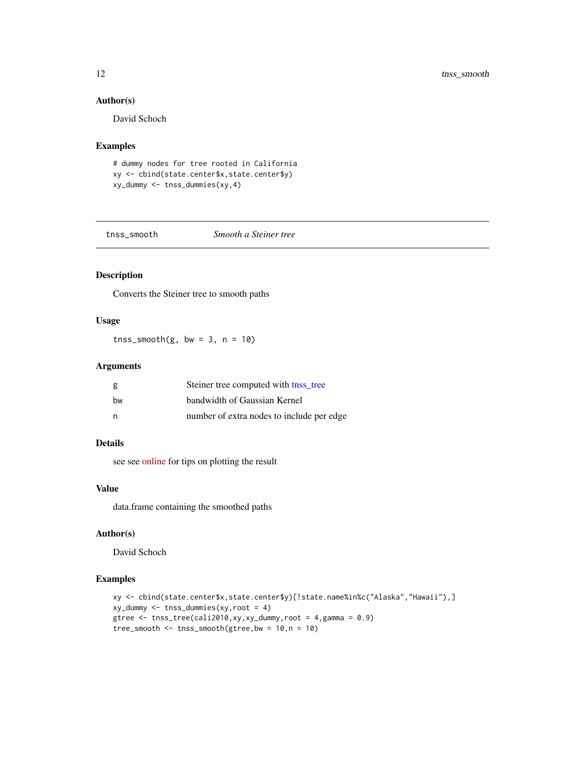### Author(s)

David Schoch

### Examples

```
# dummy nodes for tree rooted in California
xy <- cbind(state.center$x,state.center$y)
xy_dummy <- tnss_dummies(xy,4)
```

---

## tnss_smooth *Smooth a Steiner tree*

---

### Description

Converts the Steiner tree to smooth paths

### Usage

```
tnss_smooth(g, bw = 3, n = 10)
```

### Arguments

| | |
|---|---|
| g | Steiner tree computed with tnss_tree |
| bw | bandwidth of Gaussian Kernel |
| n | number of extra nodes to include per edge |

### Details

see see online for tips on plotting the result

### Value

data.frame containing the smoothed paths

### Author(s)

David Schoch

### Examples

```
xy <- cbind(state.center$x,state.center$y)[!state.name%in%c("Alaska","Hawaii"),]
xy_dummy <- tnss_dummies(xy,root = 4)
gtree <- tnss_tree(cali2010,xy,xy_dummy,root = 4,gamma = 0.9)
tree_smooth <- tnss_smooth(gtree,bw = 10,n = 10)
```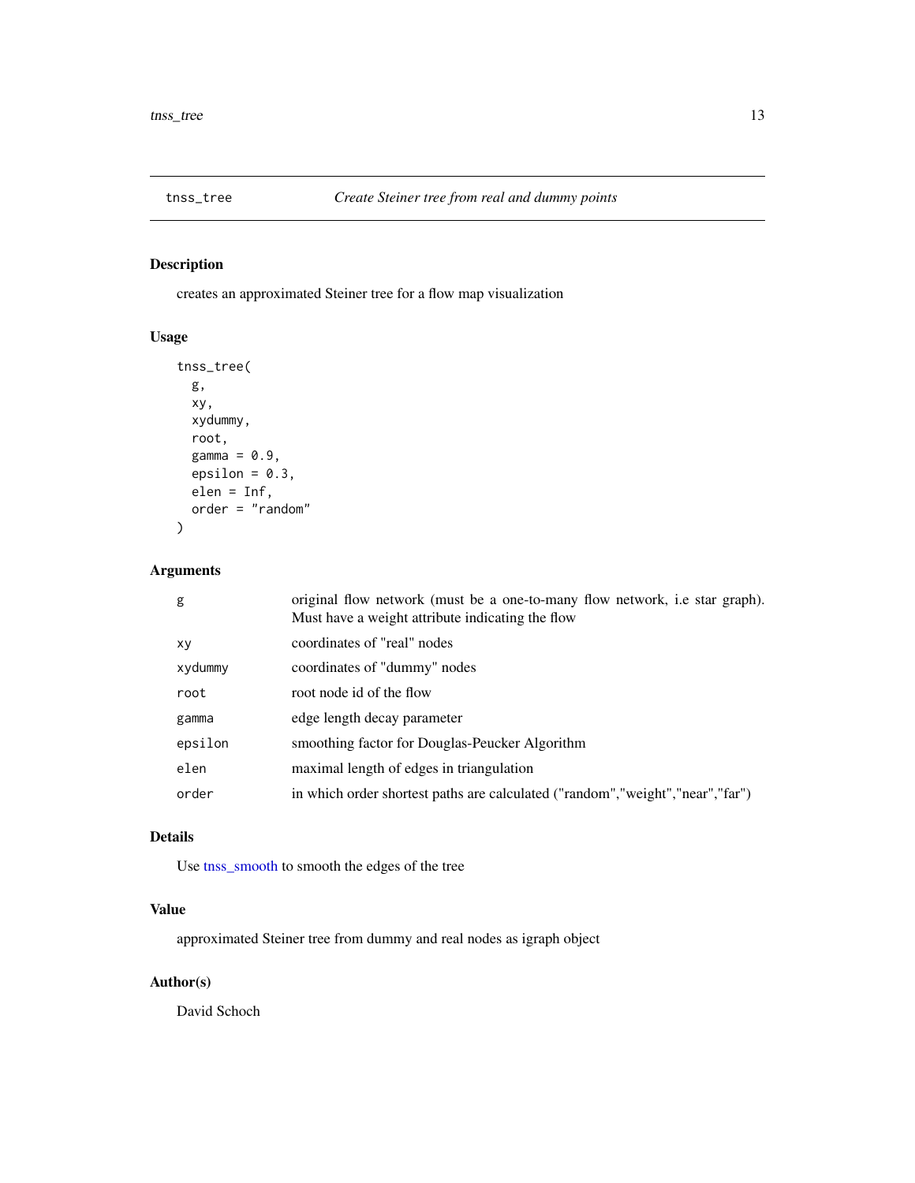## tnss_tree — *Create Steiner tree from real and dummy points*

### Description

creates an approximated Steiner tree for a flow map visualization

### Usage

```
tnss_tree(
  g,
  xy,
  xydummy,
  root,
  gamma = 0.9,
  epsilon = 0.3,
  elen = Inf,
  order = "random"
)
```

### Arguments

| | |
|---|---|
| g | original flow network (must be a one-to-many flow network, i.e star graph). Must have a weight attribute indicating the flow |
| xy | coordinates of "real" nodes |
| xydummy | coordinates of "dummy" nodes |
| root | root node id of the flow |
| gamma | edge length decay parameter |
| epsilon | smoothing factor for Douglas-Peucker Algorithm |
| elen | maximal length of edges in triangulation |
| order | in which order shortest paths are calculated ("random","weight","near","far") |

### Details

Use tnss_smooth to smooth the edges of the tree

### Value

approximated Steiner tree from dummy and real nodes as igraph object

### Author(s)

David Schoch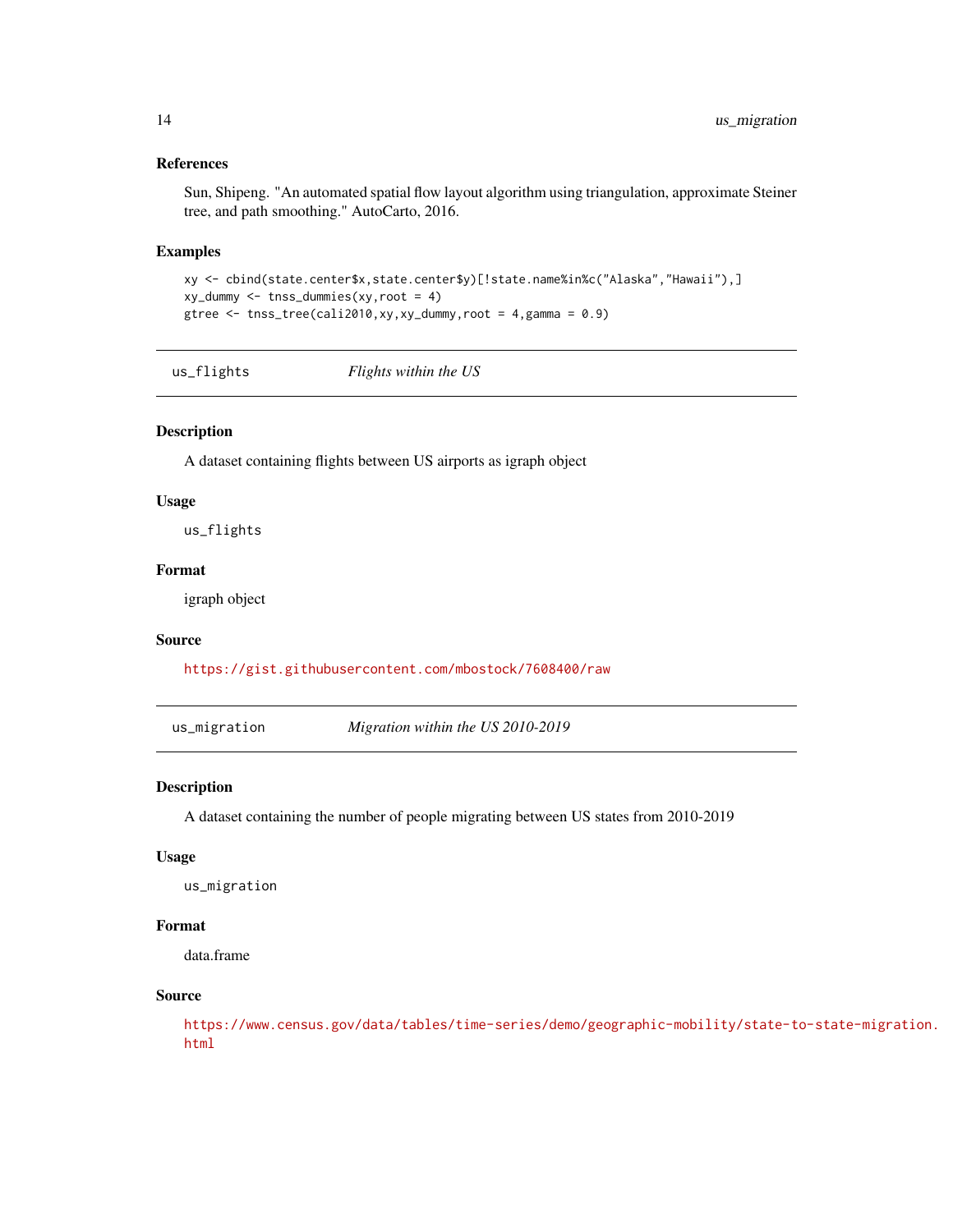### References

Sun, Shipeng. "An automated spatial flow layout algorithm using triangulation, approximate Steiner tree, and path smoothing." AutoCarto, 2016.

### Examples

```
xy <- cbind(state.center$x,state.center$y)[!state.name%in%c("Alaska","Hawaii"),]
xy_dummy <- tnss_dummies(xy,root = 4)
gtree <- tnss_tree(cali2010,xy,xy_dummy,root = 4,gamma = 0.9)
```

---

## us_flights — *Flights within the US*

### Description

A dataset containing flights between US airports as igraph object

### Usage

```
us_flights
```

### Format

igraph object

### Source

https://gist.githubusercontent.com/mbostock/7608400/raw

---

## us_migration — *Migration within the US 2010-2019*

### Description

A dataset containing the number of people migrating between US states from 2010-2019

### Usage

```
us_migration
```

### Format

data.frame

### Source

https://www.census.gov/data/tables/time-series/demo/geographic-mobility/state-to-state-migration.html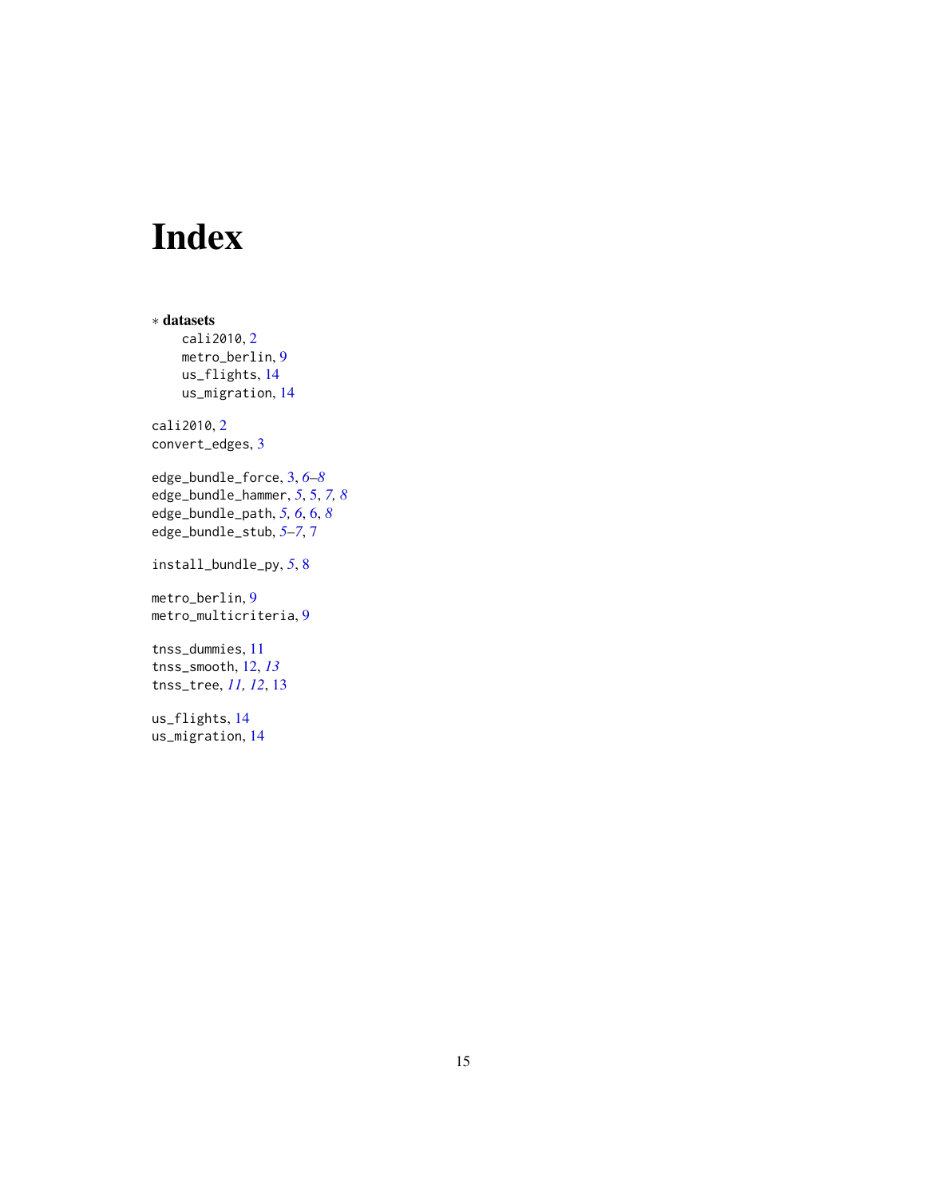# Index

∗ **datasets**

cali2010, 2
metro_berlin, 9
us_flights, 14
us_migration, 14

cali2010, 2
convert_edges, 3

edge_bundle_force, 3, *6–8*
edge_bundle_hammer, *5*, 5, *7, 8*
edge_bundle_path, *5, 6*, 6, *8*
edge_bundle_stub, *5–7*, 7

install_bundle_py, *5*, 8

metro_berlin, 9
metro_multicriteria, 9

tnss_dummies, 11
tnss_smooth, 12, *13*
tnss_tree, *11, 12*, 13

us_flights, 14
us_migration, 14